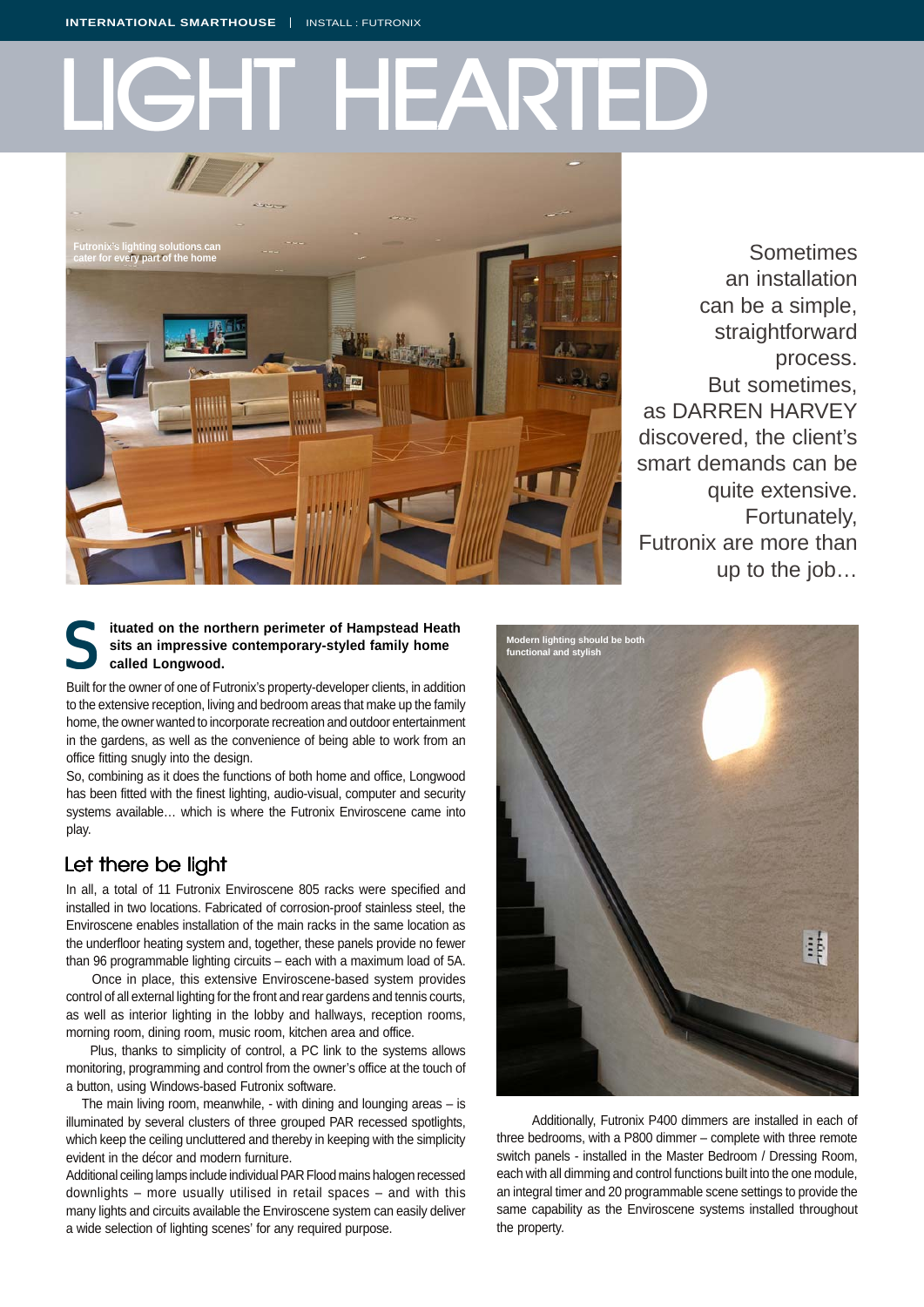# LIGHT HEARTED

Futronix's lighting solutions can cater for every part of the home

Sometimes an installation can be a simple, straightforward process. But sometimes, as DARREN HARVEY discovered, the client's smart demands can be quite extensive. Fortunately, Futronix are more than up to the job…

**Situated on the northern perimeter of Hampstead Heath sits an impressive contemporary-styled family home called Longwood.**

Built for the owner of one of Futronix's property-developer clients, in addition to the extensive reception, living and bedroom areas that make up the family home, the owner wanted to incorporate recreation and outdoor entertainment in the gardens, as well as the convenience of being able to work from an office fitting snugly into the design.

So, combining as it does the functions of both home and office, Longwood has been fitted with the finest lighting, audio-visual, computer and security systems available… which is where the Futronix Enviroscene came into play.

## Let there be light

In all, a total of 11 Futronix Enviroscene 805 racks were specified and installed in two locations. Fabricated of corrosion-proof stainless steel, the Enviroscene enables installation of the main racks in the same location as the underfloor heating system and, together, these panels provide no fewer than 96 programmable lighting circuits – each with a maximum load of 5A.

Once in place, this extensive Enviroscene-based system provides control of all external lighting for the front and rear gardens and tennis courts, as well as interior lighting in the lobby and hallways, reception rooms, morning room, dining room, music room, kitchen area and office.

Plus, thanks to simplicity of control, a PC link to the systems allows monitoring, programming and control from the owner's office at the touch of a button, using Windows-based Futronix software.

The main living room, meanwhile, - with dining and lounging areas – is illuminated by several clusters of three grouped PAR recessed spotlights, which keep the ceiling uncluttered and thereby in keeping with the simplicity evident in the décor and modern furniture.

Additional ceiling lamps include individual PAR Flood mains halogen recessed downlights – more usually utilised in retail spaces – and with this many lights and circuits available the Enviroscene system can easily deliver a wide selection of lighting scenes' for any required purpose.

Modern lighting should be both functional and stylish

Additionally, Futronix P400 dimmers are installed in each of three bedrooms, with a P800 dimmer – complete with three remote switch panels - installed in the Master Bedroom / Dressing Room, each with all dimming and control functions built into the one module, an integral timer and 20 programmable scene settings to provide the same capability as the Enviroscene systems installed throughout the property.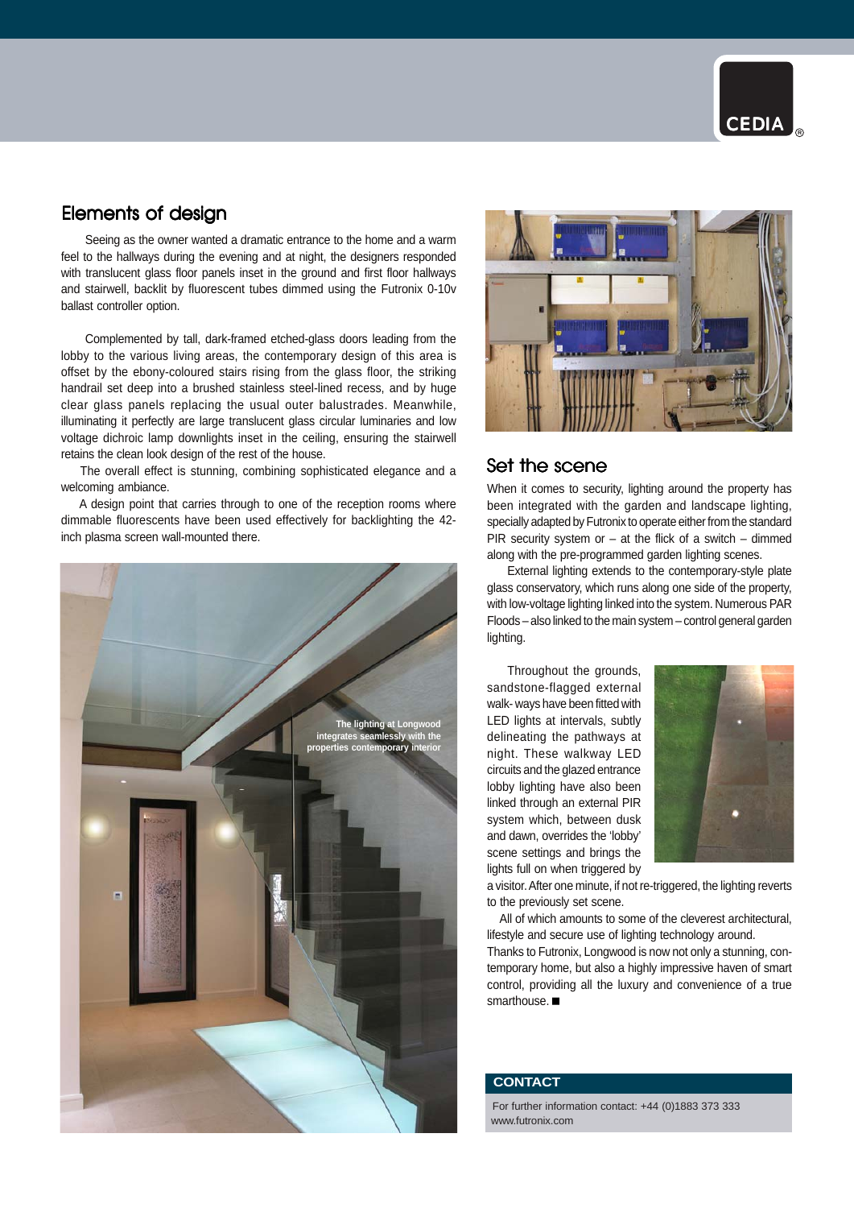## Elements of design

Seeing as the owner wanted a dramatic entrance to the home and a warm feel to the hallways during the evening and at night, the designers responded with translucent glass floor panels inset in the ground and first floor hallways and stairwell, backlit by fluorescent tubes dimmed using the Futronix 0-10v ballast controller option.

Complemented by tall, dark-framed etched-glass doors leading from the lobby to the various living areas, the contemporary design of this area is offset by the ebony-coloured stairs rising from the glass floor, the striking handrail set deep into a brushed stainless steel-lined recess, and by huge clear glass panels replacing the usual outer balustrades. Meanwhile, illuminating it perfectly are large translucent glass circular luminaries and low voltage dichroic lamp downlights inset in the ceiling, ensuring the stairwell retains the clean look design of the rest of the house.

The overall effect is stunning, combining sophisticated elegance and a welcoming ambiance.

A design point that carries through to one of the reception rooms where dimmable fluorescents have been used effectively for backlighting the 42-inch plasma screen wall-mounted there.

**The lighting at Longwood integrates seamlessly with the properties contemporary interior**

## Set the scene

When it comes to security, lighting around the property has been integrated with the garden and landscape lighting, specially adapted by Futronix to operate either from the standard PIR security system or – at the flick of a switch – dimmed along with the pre-programmed garden lighting scenes.

External lighting extends to the contemporary-style plate glass conservatory, which runs along one side of the property, with low-voltage lighting linked into the system. Numerous PAR Floods – also linked to the main system – control general garden lighting.

Throughout the grounds, sandstone-flagged external walk- ways have been fitted with LED lights at intervals, subtly delineating the pathways at night. These walkway LED circuits and the glazed entrance lobby lighting have also been linked through an external PIR system which, between dusk and dawn, overrides the 'lobby' scene settings and brings the lights full on when triggered by a visitor. After one minute, if not re-triggered, the lighting reverts to the previously set scene.

All of which amounts to some of the cleverest architectural, lifestyle and secure use of lighting technology around. Thanks to Futronix, Longwood is now not only a stunning, contemporary home, but also a highly impressive haven of smart control, providing all the luxury and convenience of a true smarthouse. ■

**CONTACT**

For further information contact: +44 (0)1883 373 333
www.futronix.com